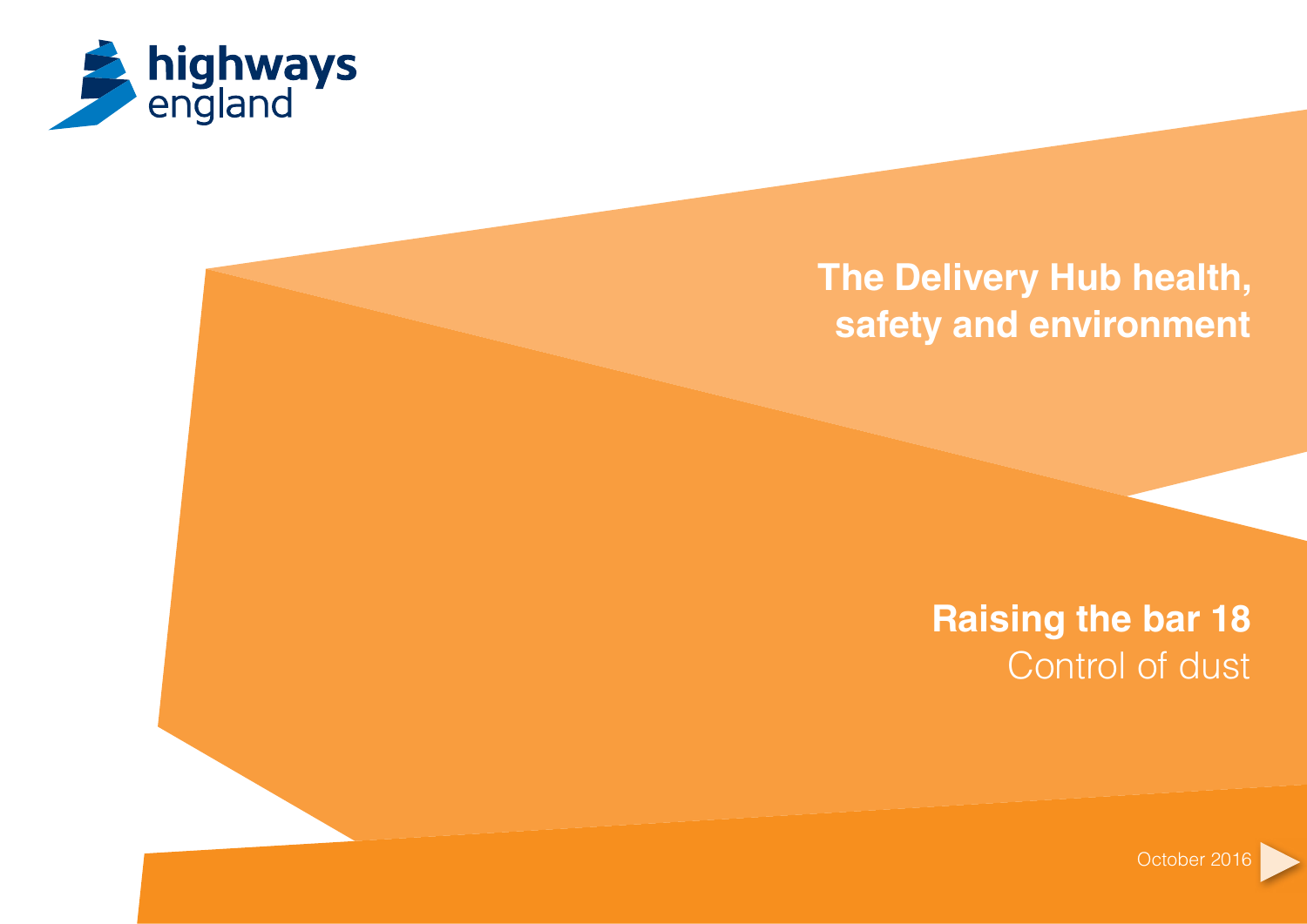highways england

# The Delivery Hub health, safety and environment

## Raising the bar 18

Control of dust

October 2016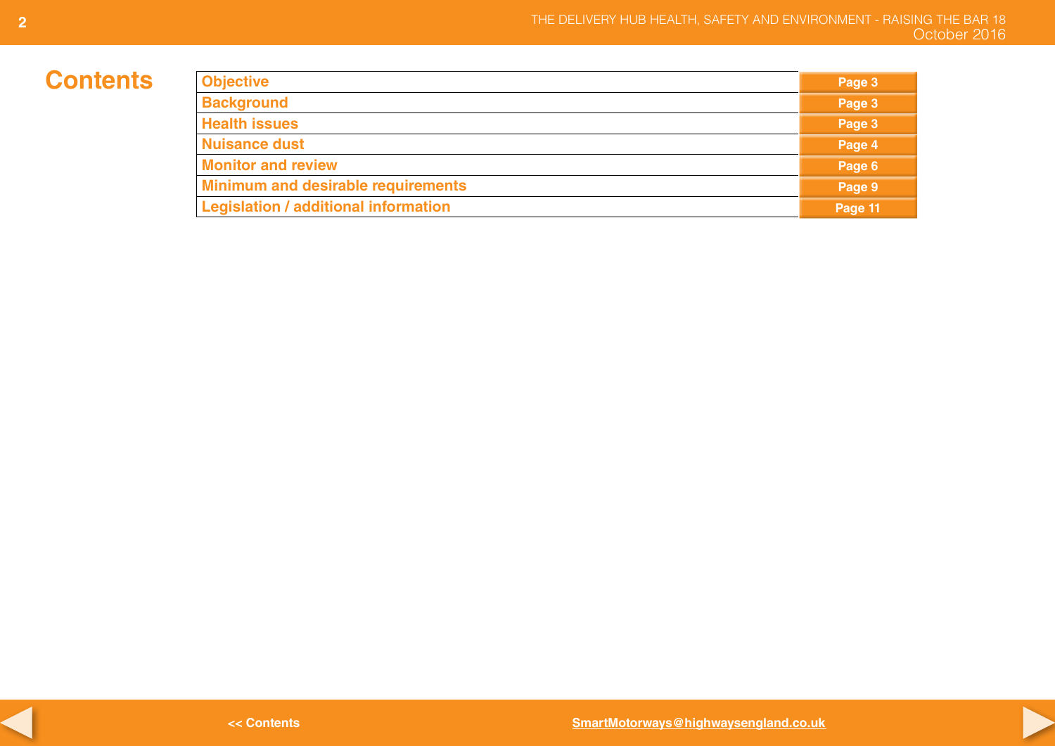# Contents

| | |
|---|---|
| Objective | Page 3 |
| Background | Page 3 |
| Health issues | Page 3 |
| Nuisance dust | Page 4 |
| Monitor and review | Page 6 |
| Minimum and desirable requirements | Page 9 |
| Legislation / additional information | Page 11 |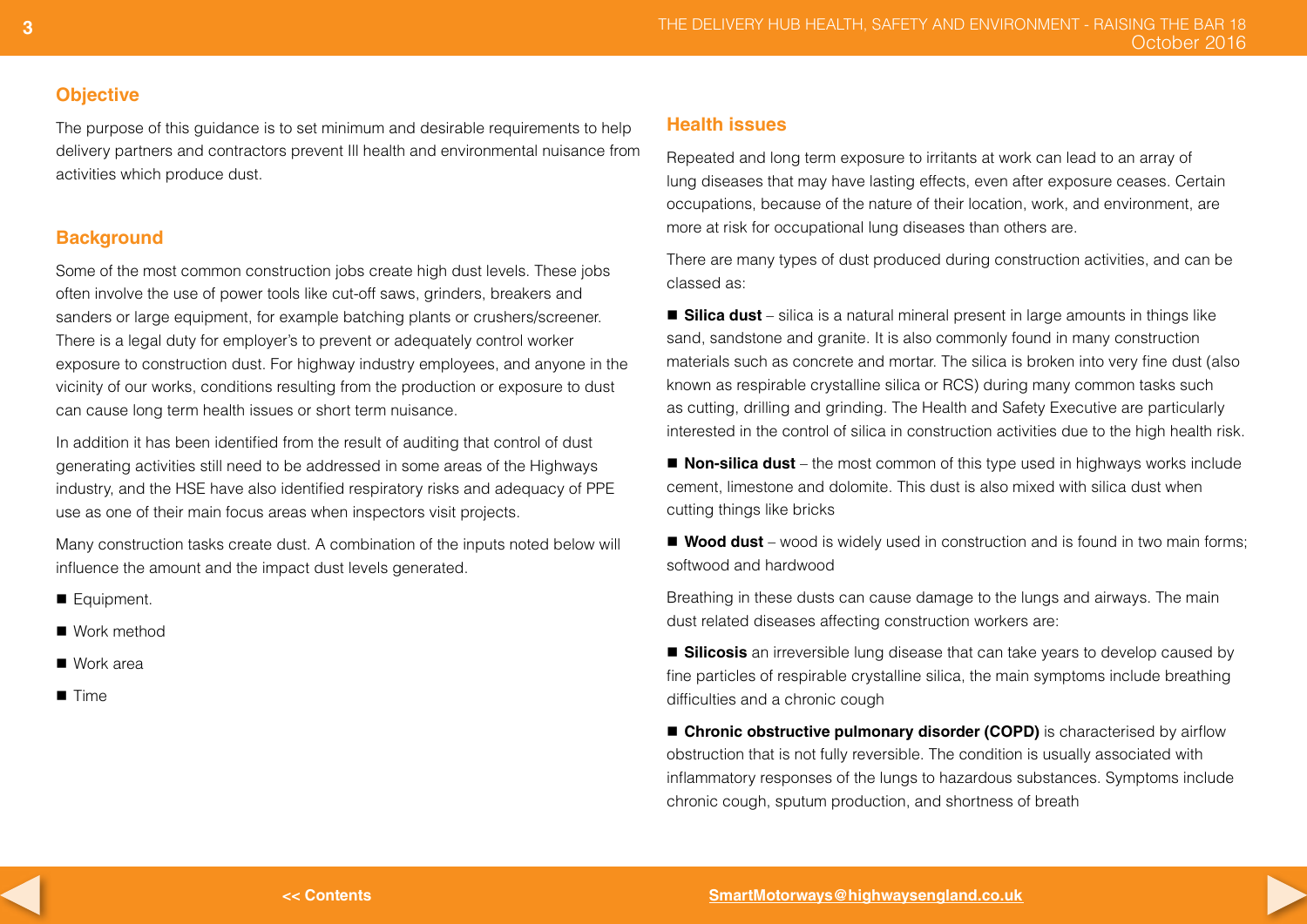## Objective

The purpose of this guidance is to set minimum and desirable requirements to help delivery partners and contractors prevent Ill health and environmental nuisance from activities which produce dust.

## Background

Some of the most common construction jobs create high dust levels. These jobs often involve the use of power tools like cut-off saws, grinders, breakers and sanders or large equipment, for example batching plants or crushers/screener. There is a legal duty for employer's to prevent or adequately control worker exposure to construction dust. For highway industry employees, and anyone in the vicinity of our works, conditions resulting from the production or exposure to dust can cause long term health issues or short term nuisance.

In addition it has been identified from the result of auditing that control of dust generating activities still need to be addressed in some areas of the Highways industry, and the HSE have also identified respiratory risks and adequacy of PPE use as one of their main focus areas when inspectors visit projects.

Many construction tasks create dust. A combination of the inputs noted below will influence the amount and the impact dust levels generated.

- Equipment.
- Work method
- Work area
- Time

## Health issues

Repeated and long term exposure to irritants at work can lead to an array of lung diseases that may have lasting effects, even after exposure ceases. Certain occupations, because of the nature of their location, work, and environment, are more at risk for occupational lung diseases than others are.

There are many types of dust produced during construction activities, and can be classed as:

- **Silica dust** – silica is a natural mineral present in large amounts in things like sand, sandstone and granite. It is also commonly found in many construction materials such as concrete and mortar. The silica is broken into very fine dust (also known as respirable crystalline silica or RCS) during many common tasks such as cutting, drilling and grinding. The Health and Safety Executive are particularly interested in the control of silica in construction activities due to the high health risk.
- **Non-silica dust** – the most common of this type used in highways works include cement, limestone and dolomite. This dust is also mixed with silica dust when cutting things like bricks
- **Wood dust** – wood is widely used in construction and is found in two main forms; softwood and hardwood

Breathing in these dusts can cause damage to the lungs and airways. The main dust related diseases affecting construction workers are:

- **Silicosis** an irreversible lung disease that can take years to develop caused by fine particles of respirable crystalline silica, the main symptoms include breathing difficulties and a chronic cough
- **Chronic obstructive pulmonary disorder (COPD)** is characterised by airflow obstruction that is not fully reversible. The condition is usually associated with inflammatory responses of the lungs to hazardous substances. Symptoms include chronic cough, sputum production, and shortness of breath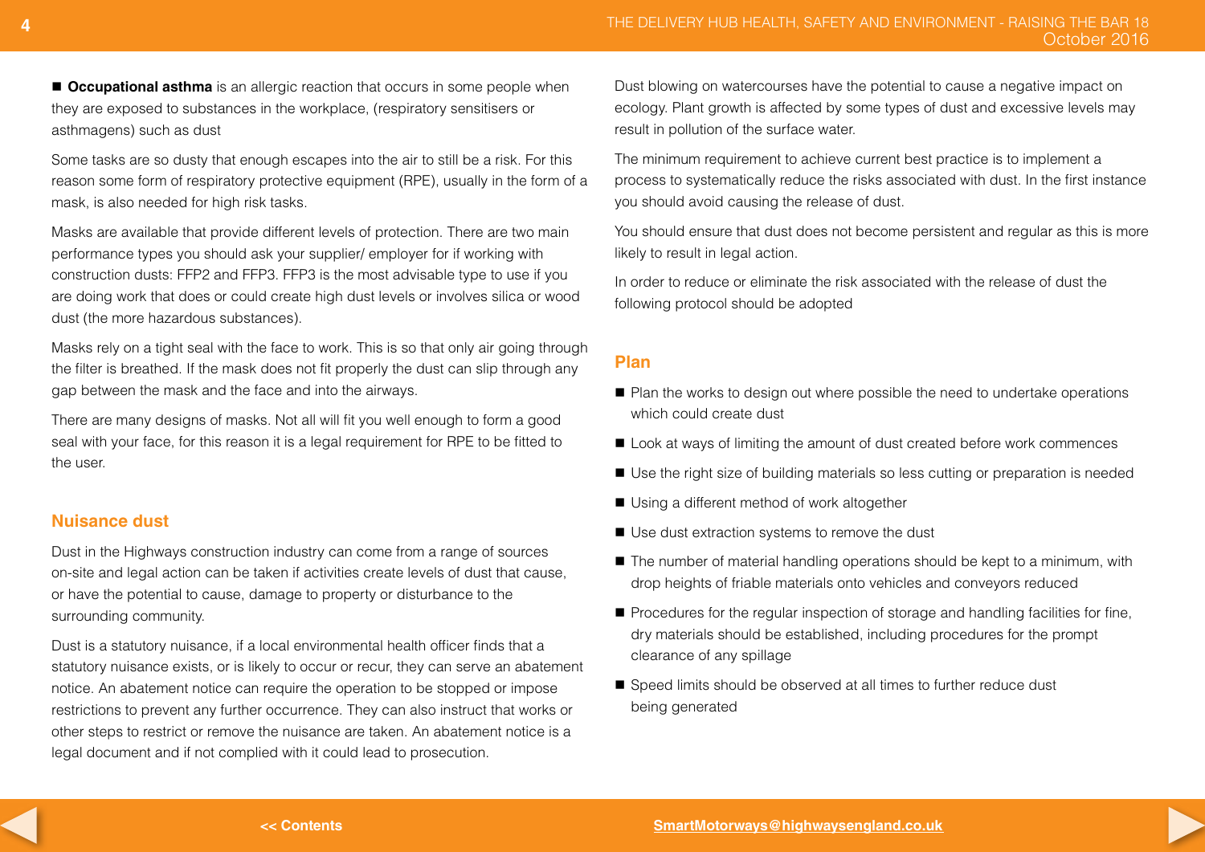- **Occupational asthma** is an allergic reaction that occurs in some people when they are exposed to substances in the workplace, (respiratory sensitisers or asthmagens) such as dust

Some tasks are so dusty that enough escapes into the air to still be a risk. For this reason some form of respiratory protective equipment (RPE), usually in the form of a mask, is also needed for high risk tasks.

Masks are available that provide different levels of protection. There are two main performance types you should ask your supplier/ employer for if working with construction dusts: FFP2 and FFP3. FFP3 is the most advisable type to use if you are doing work that does or could create high dust levels or involves silica or wood dust (the more hazardous substances).

Masks rely on a tight seal with the face to work. This is so that only air going through the filter is breathed. If the mask does not fit properly the dust can slip through any gap between the mask and the face and into the airways.

There are many designs of masks. Not all will fit you well enough to form a good seal with your face, for this reason it is a legal requirement for RPE to be fitted to the user.

## Nuisance dust

Dust in the Highways construction industry can come from a range of sources on-site and legal action can be taken if activities create levels of dust that cause, or have the potential to cause, damage to property or disturbance to the surrounding community.

Dust is a statutory nuisance, if a local environmental health officer finds that a statutory nuisance exists, or is likely to occur or recur, they can serve an abatement notice. An abatement notice can require the operation to be stopped or impose restrictions to prevent any further occurrence. They can also instruct that works or other steps to restrict or remove the nuisance are taken. An abatement notice is a legal document and if not complied with it could lead to prosecution.

Dust blowing on watercourses have the potential to cause a negative impact on ecology. Plant growth is affected by some types of dust and excessive levels may result in pollution of the surface water.

The minimum requirement to achieve current best practice is to implement a process to systematically reduce the risks associated with dust. In the first instance you should avoid causing the release of dust.

You should ensure that dust does not become persistent and regular as this is more likely to result in legal action.

In order to reduce or eliminate the risk associated with the release of dust the following protocol should be adopted

## Plan

- Plan the works to design out where possible the need to undertake operations which could create dust
- Look at ways of limiting the amount of dust created before work commences
- Use the right size of building materials so less cutting or preparation is needed
- Using a different method of work altogether
- Use dust extraction systems to remove the dust
- The number of material handling operations should be kept to a minimum, with drop heights of friable materials onto vehicles and conveyors reduced
- Procedures for the regular inspection of storage and handling facilities for fine, dry materials should be established, including procedures for the prompt clearance of any spillage
- Speed limits should be observed at all times to further reduce dust being generated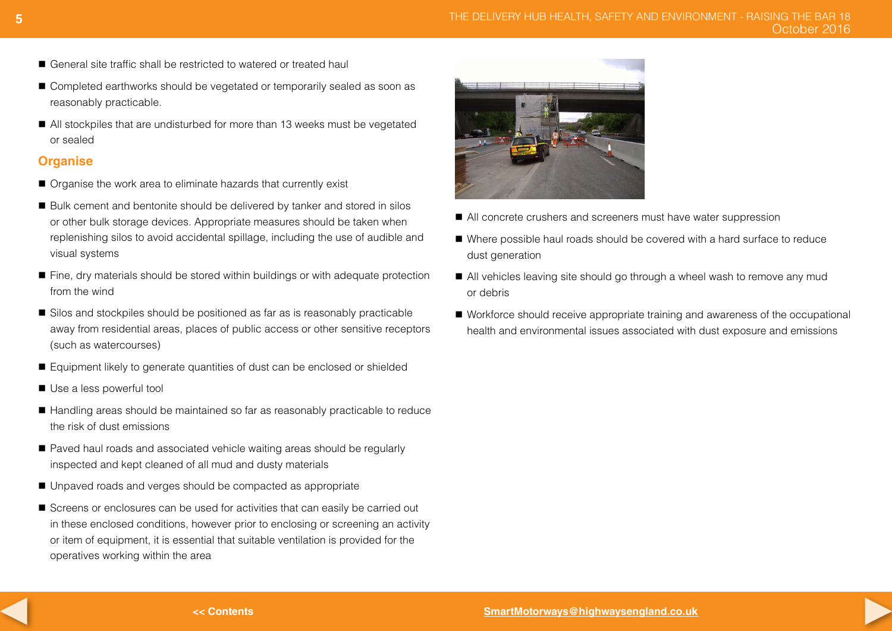- General site traffic shall be restricted to watered or treated haul
- Completed earthworks should be vegetated or temporarily sealed as soon as reasonably practicable.
- All stockpiles that are undisturbed for more than 13 weeks must be vegetated or sealed

### Organise

- Organise the work area to eliminate hazards that currently exist
- Bulk cement and bentonite should be delivered by tanker and stored in silos or other bulk storage devices. Appropriate measures should be taken when replenishing silos to avoid accidental spillage, including the use of audible and visual systems
- Fine, dry materials should be stored within buildings or with adequate protection from the wind
- Silos and stockpiles should be positioned as far as is reasonably practicable away from residential areas, places of public access or other sensitive receptors (such as watercourses)
- Equipment likely to generate quantities of dust can be enclosed or shielded
- Use a less powerful tool
- Handling areas should be maintained so far as reasonably practicable to reduce the risk of dust emissions
- Paved haul roads and associated vehicle waiting areas should be regularly inspected and kept cleaned of all mud and dusty materials
- Unpaved roads and verges should be compacted as appropriate
- Screens or enclosures can be used for activities that can easily be carried out in these enclosed conditions, however prior to enclosing or screening an activity or item of equipment, it is essential that suitable ventilation is provided for the operatives working within the area
- All concrete crushers and screeners must have water suppression
- Where possible haul roads should be covered with a hard surface to reduce dust generation
- All vehicles leaving site should go through a wheel wash to remove any mud or debris
- Workforce should receive appropriate training and awareness of the occupational health and environmental issues associated with dust exposure and emissions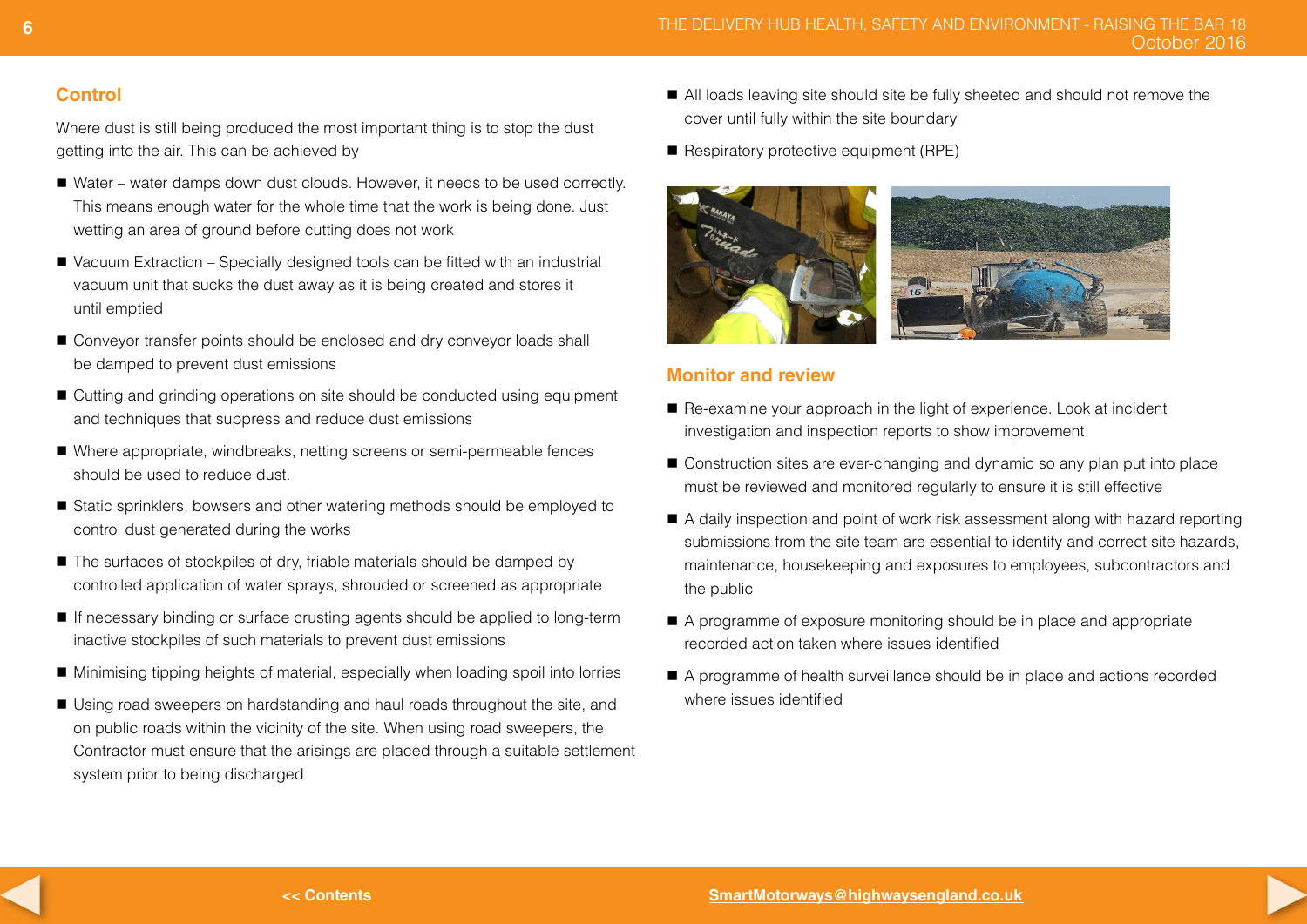## Control

Where dust is still being produced the most important thing is to stop the dust getting into the air. This can be achieved by

- Water – water damps down dust clouds. However, it needs to be used correctly. This means enough water for the whole time that the work is being done. Just wetting an area of ground before cutting does not work
- Vacuum Extraction – Specially designed tools can be fitted with an industrial vacuum unit that sucks the dust away as it is being created and stores it until emptied
- Conveyor transfer points should be enclosed and dry conveyor loads shall be damped to prevent dust emissions
- Cutting and grinding operations on site should be conducted using equipment and techniques that suppress and reduce dust emissions
- Where appropriate, windbreaks, netting screens or semi-permeable fences should be used to reduce dust.
- Static sprinklers, bowsers and other watering methods should be employed to control dust generated during the works
- The surfaces of stockpiles of dry, friable materials should be damped by controlled application of water sprays, shrouded or screened as appropriate
- If necessary binding or surface crusting agents should be applied to long-term inactive stockpiles of such materials to prevent dust emissions
- Minimising tipping heights of material, especially when loading spoil into lorries
- Using road sweepers on hardstanding and haul roads throughout the site, and on public roads within the vicinity of the site. When using road sweepers, the Contractor must ensure that the arisings are placed through a suitable settlement system prior to being discharged
- All loads leaving site should site be fully sheeted and should not remove the cover until fully within the site boundary
- Respiratory protective equipment (RPE)

## Monitor and review

- Re-examine your approach in the light of experience. Look at incident investigation and inspection reports to show improvement
- Construction sites are ever-changing and dynamic so any plan put into place must be reviewed and monitored regularly to ensure it is still effective
- A daily inspection and point of work risk assessment along with hazard reporting submissions from the site team are essential to identify and correct site hazards, maintenance, housekeeping and exposures to employees, subcontractors and the public
- A programme of exposure monitoring should be in place and appropriate recorded action taken where issues identified
- A programme of health surveillance should be in place and actions recorded where issues identified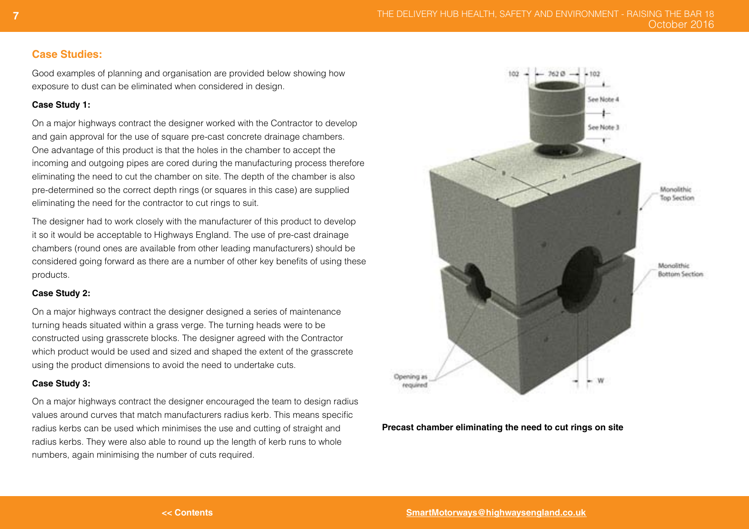## Case Studies:

Good examples of planning and organisation are provided below showing how exposure to dust can be eliminated when considered in design.

### Case Study 1:

On a major highways contract the designer worked with the Contractor to develop and gain approval for the use of square pre-cast concrete drainage chambers. One advantage of this product is that the holes in the chamber to accept the incoming and outgoing pipes are cored during the manufacturing process therefore eliminating the need to cut the chamber on site. The depth of the chamber is also pre-determined so the correct depth rings (or squares in this case) are supplied eliminating the need for the contractor to cut rings to suit.

The designer had to work closely with the manufacturer of this product to develop it so it would be acceptable to Highways England. The use of pre-cast drainage chambers (round ones are available from other leading manufacturers) should be considered going forward as there are a number of other key benefits of using these products.

### Case Study 2:

On a major highways contract the designer designed a series of maintenance turning heads situated within a grass verge. The turning heads were to be constructed using grasscrete blocks. The designer agreed with the Contractor which product would be used and sized and shaped the extent of the grasscrete using the product dimensions to avoid the need to undertake cuts.

### Case Study 3:

On a major highways contract the designer encouraged the team to design radius values around curves that match manufacturers radius kerb. This means specific radius kerbs can be used which minimises the use and cutting of straight and radius kerbs. They were also able to round up the length of kerb runs to whole numbers, again minimising the number of cuts required.

**Precast chamber eliminating the need to cut rings on site**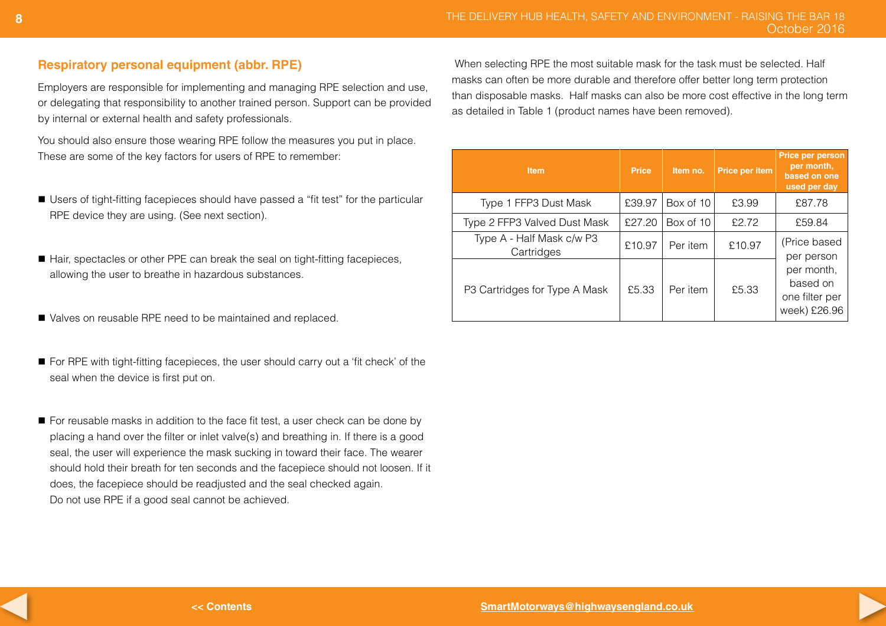## Respiratory personal equipment (abbr. RPE)

Employers are responsible for implementing and managing RPE selection and use, or delegating that responsibility to another trained person. Support can be provided by internal or external health and safety professionals.

You should also ensure those wearing RPE follow the measures you put in place. These are some of the key factors for users of RPE to remember:

- Users of tight-fitting facepieces should have passed a "fit test" for the particular RPE device they are using. (See next section).
- Hair, spectacles or other PPE can break the seal on tight-fitting facepieces, allowing the user to breathe in hazardous substances.
- Valves on reusable RPE need to be maintained and replaced.
- For RPE with tight-fitting facepieces, the user should carry out a 'fit check' of the seal when the device is first put on.
- For reusable masks in addition to the face fit test, a user check can be done by placing a hand over the filter or inlet valve(s) and breathing in. If there is a good seal, the user will experience the mask sucking in toward their face. The wearer should hold their breath for ten seconds and the facepiece should not loosen. If it does, the facepiece should be readjusted and the seal checked again. Do not use RPE if a good seal cannot be achieved.

When selecting RPE the most suitable mask for the task must be selected. Half masks can often be more durable and therefore offer better long term protection than disposable masks. Half masks can also be more cost effective in the long term as detailed in Table 1 (product names have been removed).

| Item | Price | Item no. | Price per item | Price per person per month, based on one used per day |
|---|---|---|---|---|
| Type 1 FFP3 Dust Mask | £39.97 | Box of 10 | £3.99 | £87.78 |
| Type 2 FFP3 Valved Dust Mask | £27.20 | Box of 10 | £2.72 | £59.84 |
| Type A - Half Mask c/w P3 Cartridges | £10.97 | Per item | £10.97 | (Price based per person per month, based on one filter per week) £26.96 |
| P3 Cartridges for Type A Mask | £5.33 | Per item | £5.33 | |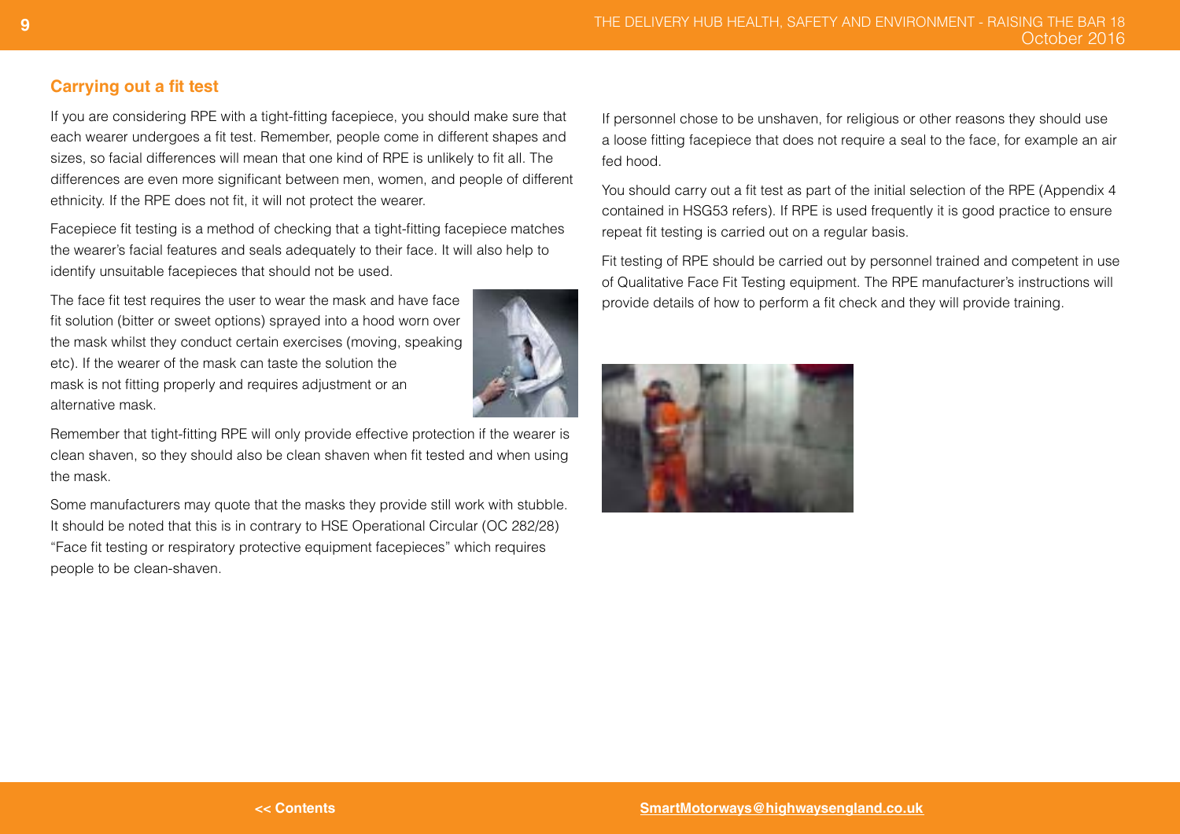## Carrying out a fit test

If you are considering RPE with a tight-fitting facepiece, you should make sure that each wearer undergoes a fit test. Remember, people come in different shapes and sizes, so facial differences will mean that one kind of RPE is unlikely to fit all. The differences are even more significant between men, women, and people of different ethnicity. If the RPE does not fit, it will not protect the wearer.

Facepiece fit testing is a method of checking that a tight-fitting facepiece matches the wearer's facial features and seals adequately to their face. It will also help to identify unsuitable facepieces that should not be used.

The face fit test requires the user to wear the mask and have face fit solution (bitter or sweet options) sprayed into a hood worn over the mask whilst they conduct certain exercises (moving, speaking etc). If the wearer of the mask can taste the solution the mask is not fitting properly and requires adjustment or an alternative mask.

Remember that tight-fitting RPE will only provide effective protection if the wearer is clean shaven, so they should also be clean shaven when fit tested and when using the mask.

Some manufacturers may quote that the masks they provide still work with stubble. It should be noted that this is in contrary to HSE Operational Circular (OC 282/28) "Face fit testing or respiratory protective equipment facepieces" which requires people to be clean-shaven.

If personnel chose to be unshaven, for religious or other reasons they should use a loose fitting facepiece that does not require a seal to the face, for example an air fed hood.

You should carry out a fit test as part of the initial selection of the RPE (Appendix 4 contained in HSG53 refers). If RPE is used frequently it is good practice to ensure repeat fit testing is carried out on a regular basis.

Fit testing of RPE should be carried out by personnel trained and competent in use of Qualitative Face Fit Testing equipment. The RPE manufacturer's instructions will provide details of how to perform a fit check and they will provide training.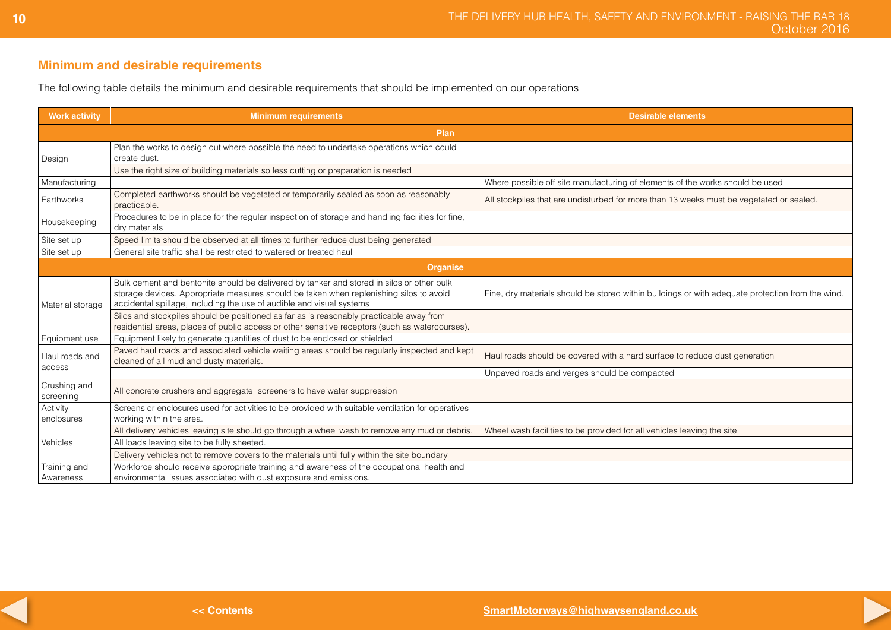## Minimum and desirable requirements

The following table details the minimum and desirable requirements that should be implemented on our operations

| Work activity | Minimum requirements | Desirable elements |
|---|---|---|
| **Plan** | | |
| Design | Plan the works to design out where possible the need to undertake operations which could create dust. | |
| | Use the right size of building materials so less cutting or preparation is needed | |
| Manufacturing | | Where possible off site manufacturing of elements of the works should be used |
| Earthworks | Completed earthworks should be vegetated or temporarily sealed as soon as reasonably practicable. | All stockpiles that are undisturbed for more than 13 weeks must be vegetated or sealed. |
| Housekeeping | Procedures to be in place for the regular inspection of storage and handling facilities for fine, dry materials | |
| Site set up | Speed limits should be observed at all times to further reduce dust being generated | |
| Site set up | General site traffic shall be restricted to watered or treated haul | |
| **Organise** | | |
| Material storage | Bulk cement and bentonite should be delivered by tanker and stored in silos or other bulk storage devices. Appropriate measures should be taken when replenishing silos to avoid accidental spillage, including the use of audible and visual systems | Fine, dry materials should be stored within buildings or with adequate protection from the wind. |
| | Silos and stockpiles should be positioned as far as is reasonably practicable away from residential areas, places of public access or other sensitive receptors (such as watercourses). | |
| Equipment use | Equipment likely to generate quantities of dust to be enclosed or shielded | |
| Haul roads and access | Paved haul roads and associated vehicle waiting areas should be regularly inspected and kept cleaned of all mud and dusty materials. | Haul roads should be covered with a hard surface to reduce dust generation |
| | | Unpaved roads and verges should be compacted |
| Crushing and screening | All concrete crushers and aggregate screeners to have water suppression | |
| Activity enclosures | Screens or enclosures used for activities to be provided with suitable ventilation for operatives working within the area. | |
| Vehicles | All delivery vehicles leaving site should go through a wheel wash to remove any mud or debris. | Wheel wash facilities to be provided for all vehicles leaving the site. |
| | All loads leaving site to be fully sheeted. | |
| | Delivery vehicles not to remove covers to the materials until fully within the site boundary | |
| Training and Awareness | Workforce should receive appropriate training and awareness of the occupational health and environmental issues associated with dust exposure and emissions. | |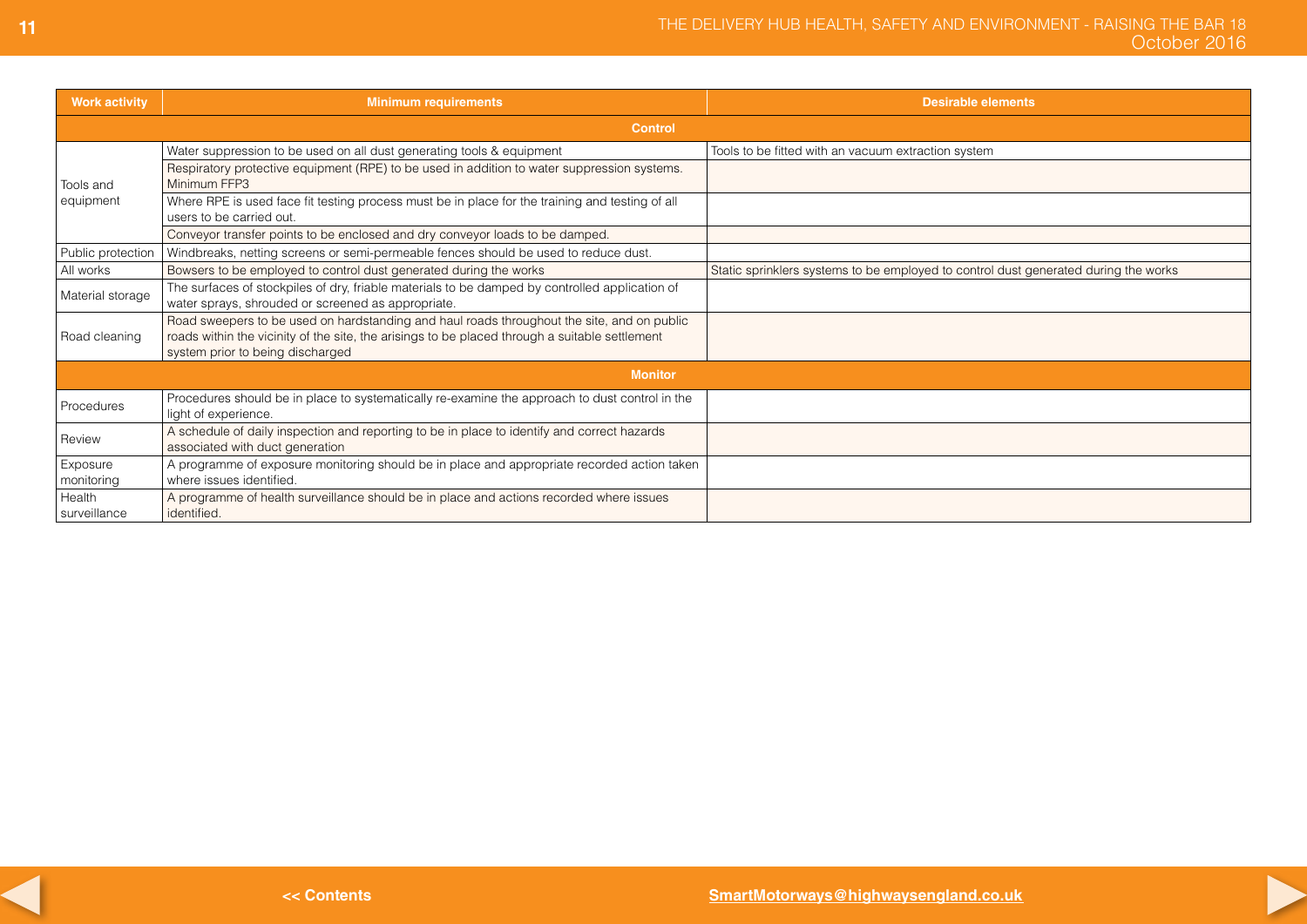| Work activity | Minimum requirements | Desirable elements |
|---|---|---|
| **Control** | | |
| Tools and equipment | Water suppression to be used on all dust generating tools & equipment | Tools to be fitted with an vacuum extraction system |
| | Respiratory protective equipment (RPE) to be used in addition to water suppression systems. Minimum FFP3 | |
| | Where RPE is used face fit testing process must be in place for the training and testing of all users to be carried out. | |
| | Conveyor transfer points to be enclosed and dry conveyor loads to be damped. | |
| Public protection | Windbreaks, netting screens or semi-permeable fences should be used to reduce dust. | |
| All works | Bowsers to be employed to control dust generated during the works | Static sprinklers systems to be employed to control dust generated during the works |
| Material storage | The surfaces of stockpiles of dry, friable materials to be damped by controlled application of water sprays, shrouded or screened as appropriate. | |
| Road cleaning | Road sweepers to be used on hardstanding and haul roads throughout the site, and on public roads within the vicinity of the site, the arisings to be placed through a suitable settlement system prior to being discharged | |
| **Monitor** | | |
| Procedures | Procedures should be in place to systematically re-examine the approach to dust control in the light of experience. | |
| Review | A schedule of daily inspection and reporting to be in place to identify and correct hazards associated with duct generation | |
| Exposure monitoring | A programme of exposure monitoring should be in place and appropriate recorded action taken where issues identified. | |
| Health surveillance | A programme of health surveillance should be in place and actions recorded where issues identified. | |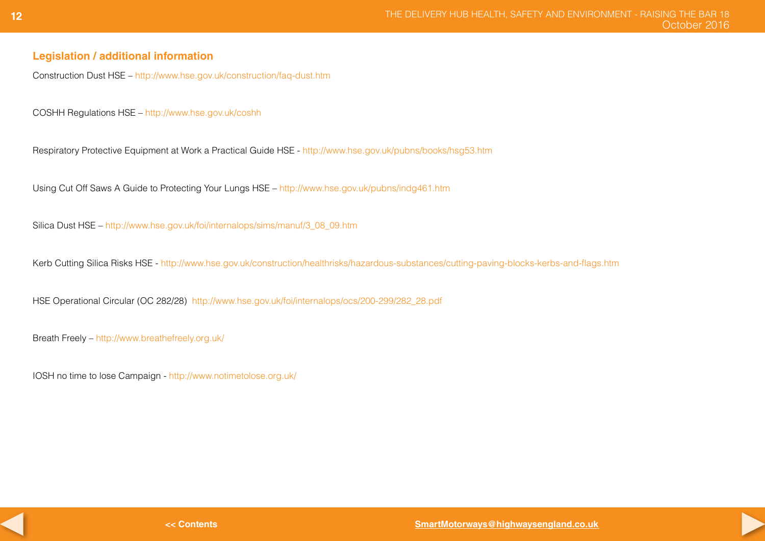## Legislation / additional information

Construction Dust HSE – http://www.hse.gov.uk/construction/faq-dust.htm

COSHH Regulations HSE – http://www.hse.gov.uk/coshh

Respiratory Protective Equipment at Work a Practical Guide HSE - http://www.hse.gov.uk/pubns/books/hsg53.htm

Using Cut Off Saws A Guide to Protecting Your Lungs HSE – http://www.hse.gov.uk/pubns/indg461.htm

Silica Dust HSE – http://www.hse.gov.uk/foi/internalops/sims/manuf/3_08_09.htm

Kerb Cutting Silica Risks HSE - http://www.hse.gov.uk/construction/healthrisks/hazardous-substances/cutting-paving-blocks-kerbs-and-flags.htm

HSE Operational Circular (OC 282/28) http://www.hse.gov.uk/foi/internalops/ocs/200-299/282_28.pdf

Breath Freely – http://www.breathefreely.org.uk/

IOSH no time to lose Campaign - http://www.notimetolose.org.uk/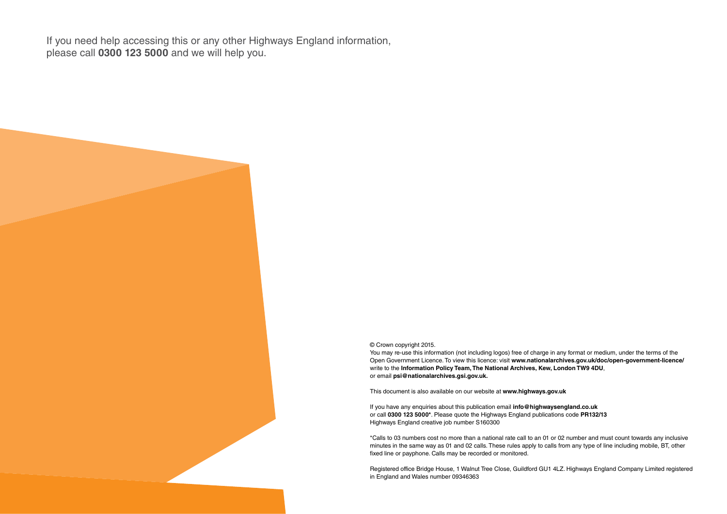If you need help accessing this or any other Highways England information, please call **0300 123 5000** and we will help you.

© Crown copyright 2015.
You may re-use this information (not including logos) free of charge in any format or medium, under the terms of the Open Government Licence. To view this licence: visit **www.nationalarchives.gov.uk/doc/open-government-licence/** write to the **Information Policy Team, The National Archives, Kew, London TW9 4DU**, or email **psi@nationalarchives.gsi.gov.uk.**

This document is also available on our website at **www.highways.gov.uk**

If you have any enquiries about this publication email **info@highwaysengland.co.uk** or call **0300 123 5000***. Please quote the Highways England publications code **PR132/13**
Highways England creative job number S160300

*Calls to 03 numbers cost no more than a national rate call to an 01 or 02 number and must count towards any inclusive minutes in the same way as 01 and 02 calls. These rules apply to calls from any type of line including mobile, BT, other fixed line or payphone. Calls may be recorded or monitored.

Registered office Bridge House, 1 Walnut Tree Close, Guildford GU1 4LZ. Highways England Company Limited registered in England and Wales number 09346363